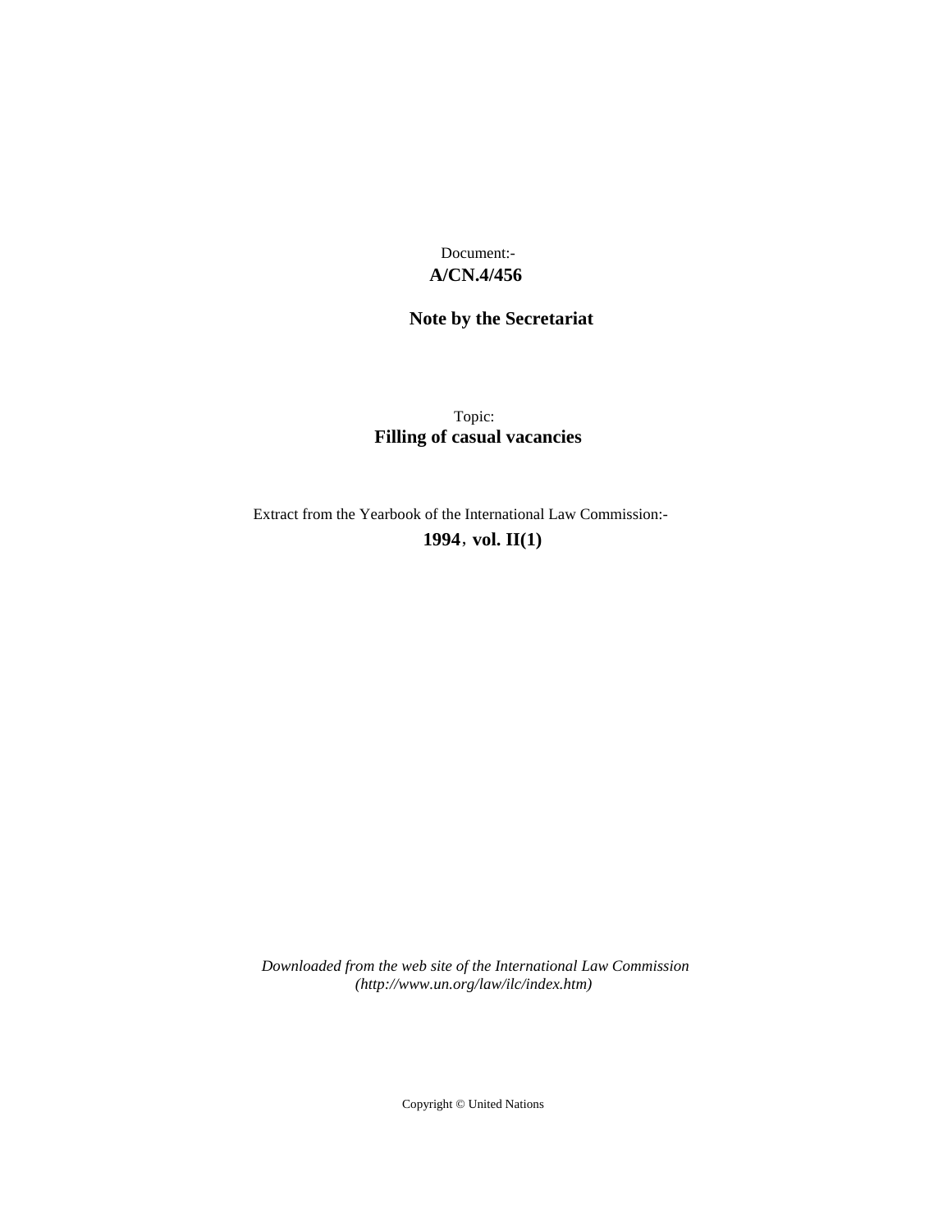Document:-

**A/CN.4/456**

**Note by the Secretariat**

Topic:

**Filling of casual vacancies**

Extract from the Yearbook of the International Law Commission:-

**1994, vol. II(1)**

*Downloaded from the web site of the International Law Commission (http://www.un.org/law/ilc/index.htm)*

Copyright © United Nations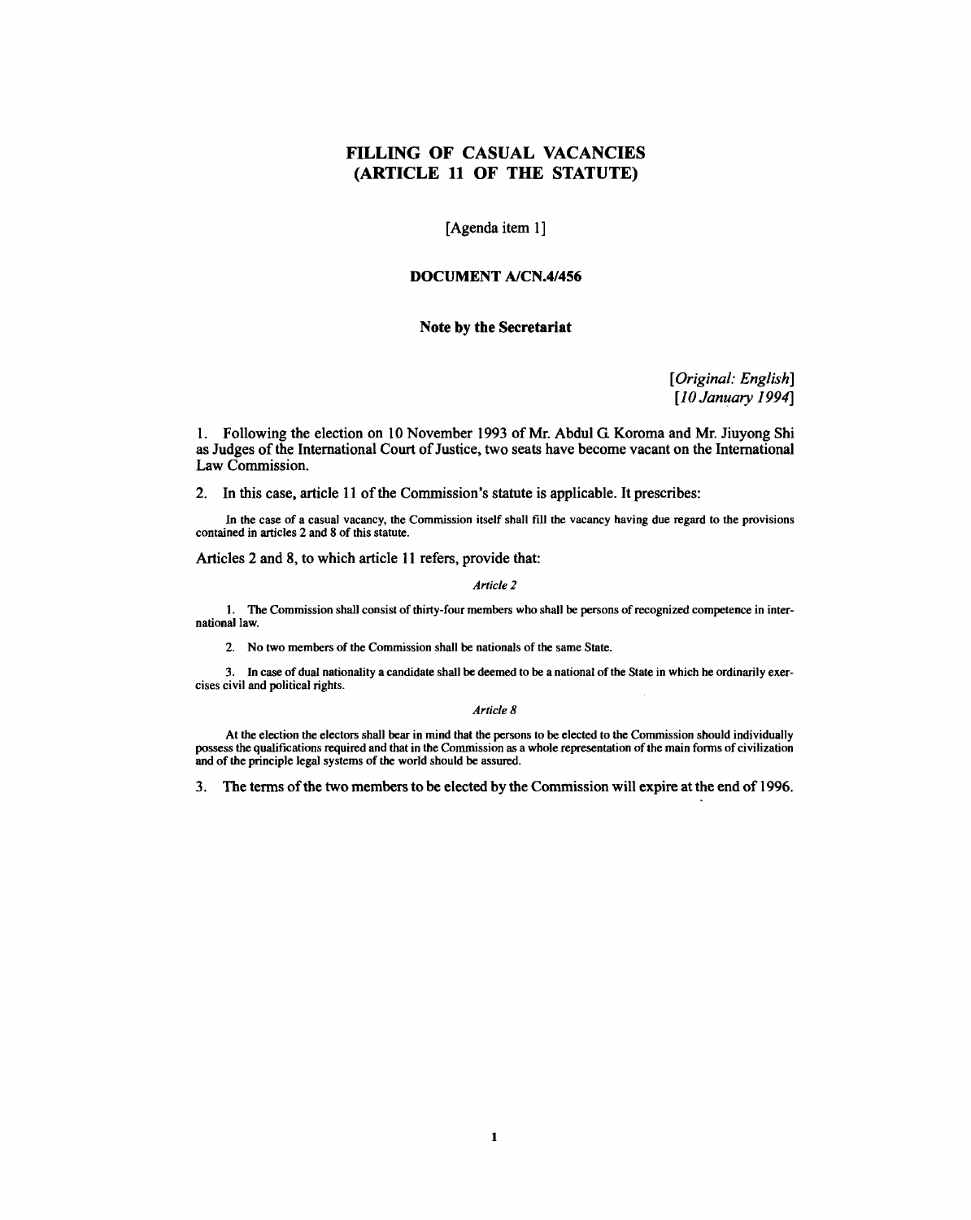# FILLING OF CASUAL VACANCIES (ARTICLE 11 OF THE STATUTE)

[Agenda item 1]

## DOCUMENT A/CN.4/456

### Note by the Secretariat

*[Original: English]*
*[10 January 1994]*

1. Following the election on 10 November 1993 of Mr. Abdul G. Koroma and Mr. Jiuyong Shi as Judges of the International Court of Justice, two seats have become vacant on the International Law Commission.

2. In this case, article 11 of the Commission's statute is applicable. It prescribes:

> In the case of a casual vacancy, the Commission itself shall fill the vacancy having due regard to the provisions contained in articles 2 and 8 of this statute.

Articles 2 and 8, to which article 11 refers, provide that:

*Article 2*

> 1. The Commission shall consist of thirty-four members who shall be persons of recognized competence in international law.
>
> 2. No two members of the Commission shall be nationals of the same State.
>
> 3. In case of dual nationality a candidate shall be deemed to be a national of the State in which he ordinarily exercises civil and political rights.

*Article 8*

> At the election the electors shall bear in mind that the persons to be elected to the Commission should individually possess the qualifications required and that in the Commission as a whole representation of the main forms of civilization and of the principle legal systems of the world should be assured.

3. The terms of the two members to be elected by the Commission will expire at the end of 1996.